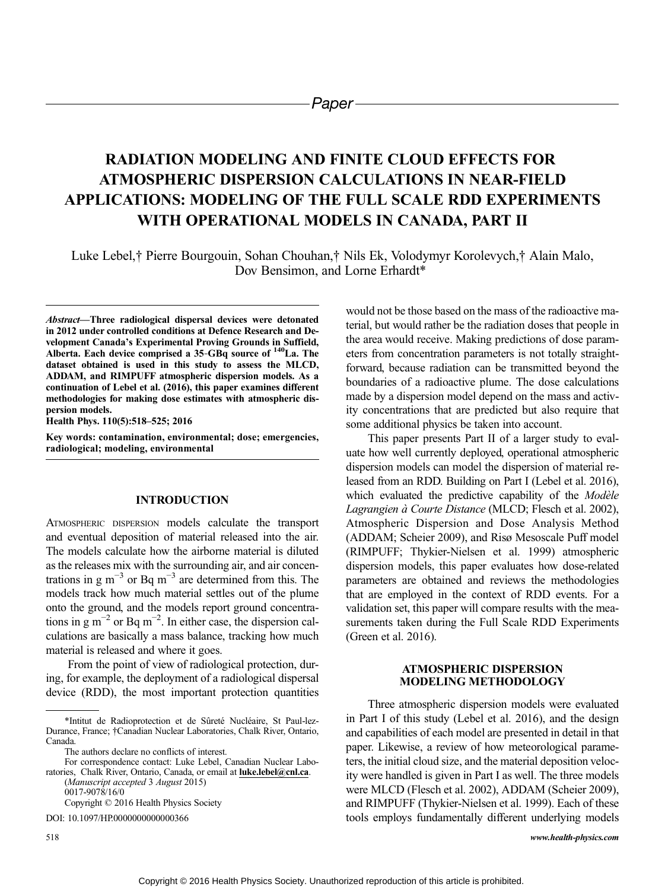Paper

# RADIATION MODELING AND FINITE CLOUD EFFECTS FOR ATMOSPHERIC DISPERSION CALCULATIONS IN NEAR-FIELD APPLICATIONS: MODELING OF THE FULL SCALE RDD EXPERIMENTS WITH OPERATIONAL MODELS IN CANADA, PART II

Luke Lebel,† Pierre Bourgouin, Sohan Chouhan,† Nils Ek, Volodymyr Korolevych,† Alain Malo, Dov Bensimon, and Lorne Erhardt*

*Abstract*—**Three radiological dispersal devices were detonated in 2012 under controlled conditions at Defence Research and Development Canada's Experimental Proving Grounds in Suffield, Alberta. Each device comprised a 35-GBq source of $^{140}$La. The dataset obtained is used in this study to assess the MLCD, ADDAM, and RIMPUFF atmospheric dispersion models. As a continuation of Lebel et al. (2016), this paper examines different methodologies for making dose estimates with atmospheric dispersion models.**

**Health Phys. 110(5):518–525; 2016**

**Key words: contamination, environmental; dose; emergencies, radiological; modeling, environmental**

## INTRODUCTION

ATMOSPHERIC DISPERSION models calculate the transport and eventual deposition of material released into the air. The models calculate how the airborne material is diluted as the releases mix with the surrounding air, and air concentrations in g m$^{-3}$ or Bq m$^{-3}$ are determined from this. The models track how much material settles out of the plume onto the ground, and the models report ground concentrations in g m$^{-2}$ or Bq m$^{-2}$. In either case, the dispersion calculations are basically a mass balance, tracking how much material is released and where it goes.

From the point of view of radiological protection, during, for example, the deployment of a radiological dispersal device (RDD), the most important protection quantities would not be those based on the mass of the radioactive material, but would rather be the radiation doses that people in the area would receive. Making predictions of dose parameters from concentration parameters is not totally straightforward, because radiation can be transmitted beyond the boundaries of a radioactive plume. The dose calculations made by a dispersion model depend on the mass and activity concentrations that are predicted but also require that some additional physics be taken into account.

This paper presents Part II of a larger study to evaluate how well currently deployed, operational atmospheric dispersion models can model the dispersion of material released from an RDD. Building on Part I (Lebel et al. 2016), which evaluated the predictive capability of the *Modèle Lagrangien à Courte Distance* (MLCD; Flesch et al. 2002), Atmospheric Dispersion and Dose Analysis Method (ADDAM; Scheier 2009), and Risø Mesoscale Puff model (RIMPUFF; Thykier-Nielsen et al. 1999) atmospheric dispersion models, this paper evaluates how dose-related parameters are obtained and reviews the methodologies that are employed in the context of RDD events. For a validation set, this paper will compare results with the measurements taken during the Full Scale RDD Experiments (Green et al. 2016).

## ATMOSPHERIC DISPERSION MODELING METHODOLOGY

Three atmospheric dispersion models were evaluated in Part I of this study (Lebel et al. 2016), and the design and capabilities of each model are presented in detail in that paper. Likewise, a review of how meteorological parameters, the initial cloud size, and the material deposition velocity were handled is given in Part I as well. The three models were MLCD (Flesch et al. 2002), ADDAM (Scheier 2009), and RIMPUFF (Thykier-Nielsen et al. 1999). Each of these tools employs fundamentally different underlying models

---

*Institut de Radioprotection et de Sûreté Nucléaire, St Paul-lez-Durance, France; †Canadian Nuclear Laboratories, Chalk River, Ontario, Canada.

The authors declare no conflicts of interest.

For correspondence contact: Luke Lebel, Canadian Nuclear Laboratories, Chalk River, Ontario, Canada, or email at **luke.lebel@cnl.ca**.

(*Manuscript accepted* 3 *August* 2015)

0017-9078/16/0

Copyright © 2016 Health Physics Society

DOI: 10.1097/HP.0000000000000366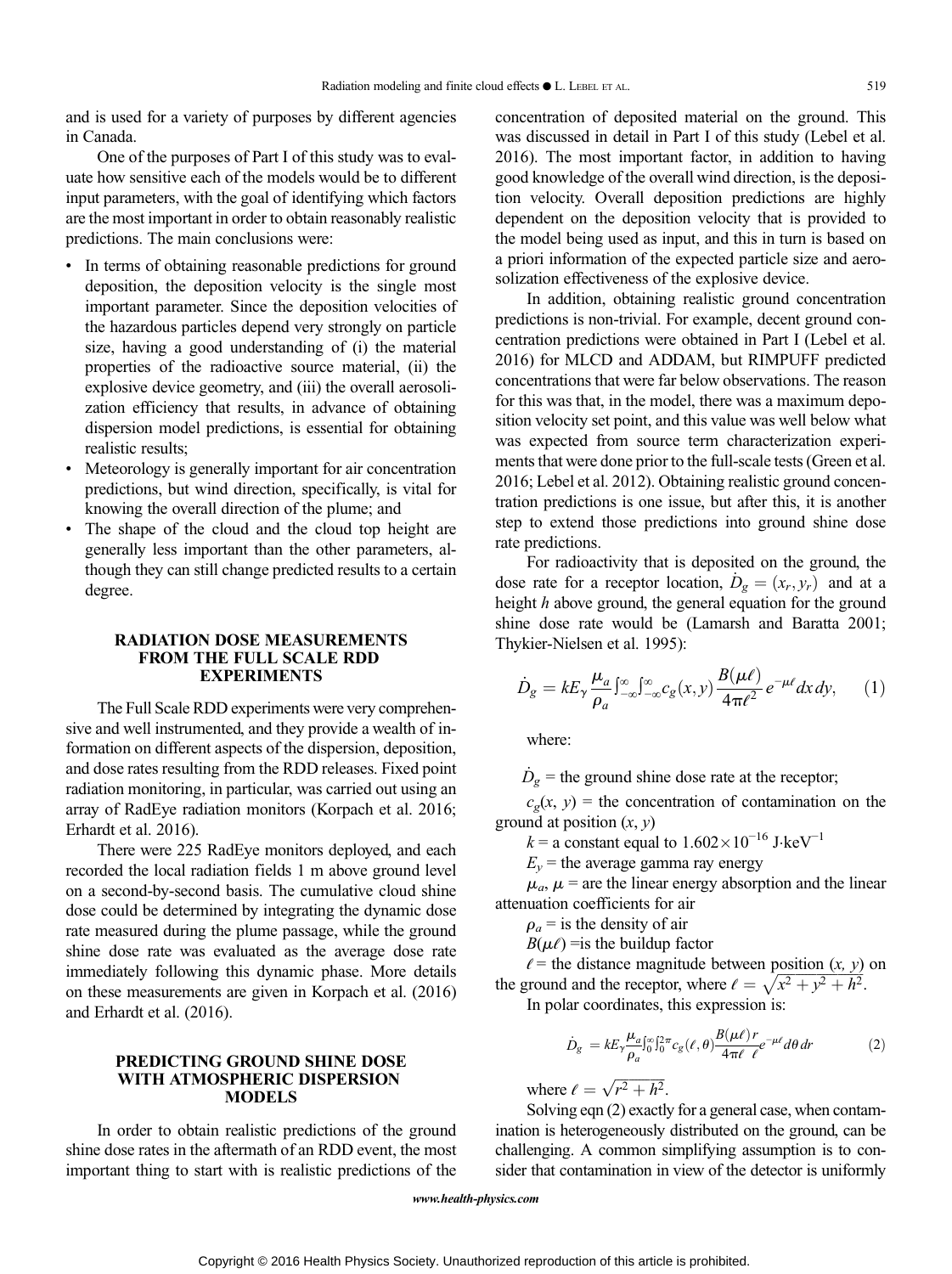and is used for a variety of purposes by different agencies in Canada.

One of the purposes of Part I of this study was to evaluate how sensitive each of the models would be to different input parameters, with the goal of identifying which factors are the most important in order to obtain reasonably realistic predictions. The main conclusions were:

- In terms of obtaining reasonable predictions for ground deposition, the deposition velocity is the single most important parameter. Since the deposition velocities of the hazardous particles depend very strongly on particle size, having a good understanding of (i) the material properties of the radioactive source material, (ii) the explosive device geometry, and (iii) the overall aerosolization efficiency that results, in advance of obtaining dispersion model predictions, is essential for obtaining realistic results;
- Meteorology is generally important for air concentration predictions, but wind direction, specifically, is vital for knowing the overall direction of the plume; and
- The shape of the cloud and the cloud top height are generally less important than the other parameters, although they can still change predicted results to a certain degree.

## RADIATION DOSE MEASUREMENTS FROM THE FULL SCALE RDD EXPERIMENTS

The Full Scale RDD experiments were very comprehensive and well instrumented, and they provide a wealth of information on different aspects of the dispersion, deposition, and dose rates resulting from the RDD releases. Fixed point radiation monitoring, in particular, was carried out using an array of RadEye radiation monitors (Korpach et al. 2016; Erhardt et al. 2016).

There were 225 RadEye monitors deployed, and each recorded the local radiation fields 1 m above ground level on a second-by-second basis. The cumulative cloud shine dose could be determined by integrating the dynamic dose rate measured during the plume passage, while the ground shine dose rate was evaluated as the average dose rate immediately following this dynamic phase. More details on these measurements are given in Korpach et al. (2016) and Erhardt et al. (2016).

## PREDICTING GROUND SHINE DOSE WITH ATMOSPHERIC DISPERSION MODELS

In order to obtain realistic predictions of the ground shine dose rates in the aftermath of an RDD event, the most important thing to start with is realistic predictions of the concentration of deposited material on the ground. This was discussed in detail in Part I of this study (Lebel et al. 2016). The most important factor, in addition to having good knowledge of the overall wind direction, is the deposition velocity. Overall deposition predictions are highly dependent on the deposition velocity that is provided to the model being used as input, and this in turn is based on a priori information of the expected particle size and aerosolization effectiveness of the explosive device.

In addition, obtaining realistic ground concentration predictions is non-trivial. For example, decent ground concentration predictions were obtained in Part I (Lebel et al. 2016) for MLCD and ADDAM, but RIMPUFF predicted concentrations that were far below observations. The reason for this was that, in the model, there was a maximum deposition velocity set point, and this value was well below what was expected from source term characterization experiments that were done prior to the full-scale tests (Green et al. 2016; Lebel et al. 2012). Obtaining realistic ground concentration predictions is one issue, but after this, it is another step to extend those predictions into ground shine dose rate predictions.

For radioactivity that is deposited on the ground, the dose rate for a receptor location, $\dot{D}_g = (x_r, y_r)$ and at a height $h$ above ground, the general equation for the ground shine dose rate would be (Lamarsh and Baratta 2001; Thykier-Nielsen et al. 1995):

$$\dot{D}_g = kE_\gamma \frac{\mu_a}{\rho_a} \int_{-\infty}^{\infty}\int_{-\infty}^{\infty} c_g(x,y) \frac{B(\mu\ell)}{4\pi\ell^2} e^{-\mu\ell} dx\, dy, \tag{1}$$

where:

$\dot{D}_g$ = the ground shine dose rate at the receptor;

$c_g(x, y)$ = the concentration of contamination on the ground at position $(x, y)$

$k$ = a constant equal to $1.602 \times 10^{-16}$ J·keV$^{-1}$

$E_y$ = the average gamma ray energy

$\mu_a$, $\mu$ = are the linear energy absorption and the linear attenuation coefficients for air

$\rho_a$ = is the density of air

$B(\mu\ell)$ =is the buildup factor

$\ell$ = the distance magnitude between position $(x, y)$ on the ground and the receptor, where $\ell = \sqrt{x^2 + y^2 + h^2}$.

In polar coordinates, this expression is:

$$\dot{D}_g = kE_\gamma \frac{\mu_a}{\rho_a} \int_0^{\infty}\int_0^{2\pi} c_g(\ell,\theta) \frac{B(\mu\ell)\, r}{4\pi\ell\ \ell} e^{-\mu\ell} d\theta\, dr \tag{2}$$

where $\ell = \sqrt{r^2 + h^2}$.

Solving eqn (2) exactly for a general case, when contamination is heterogeneously distributed on the ground, can be challenging. A common simplifying assumption is to consider that contamination in view of the detector is uniformly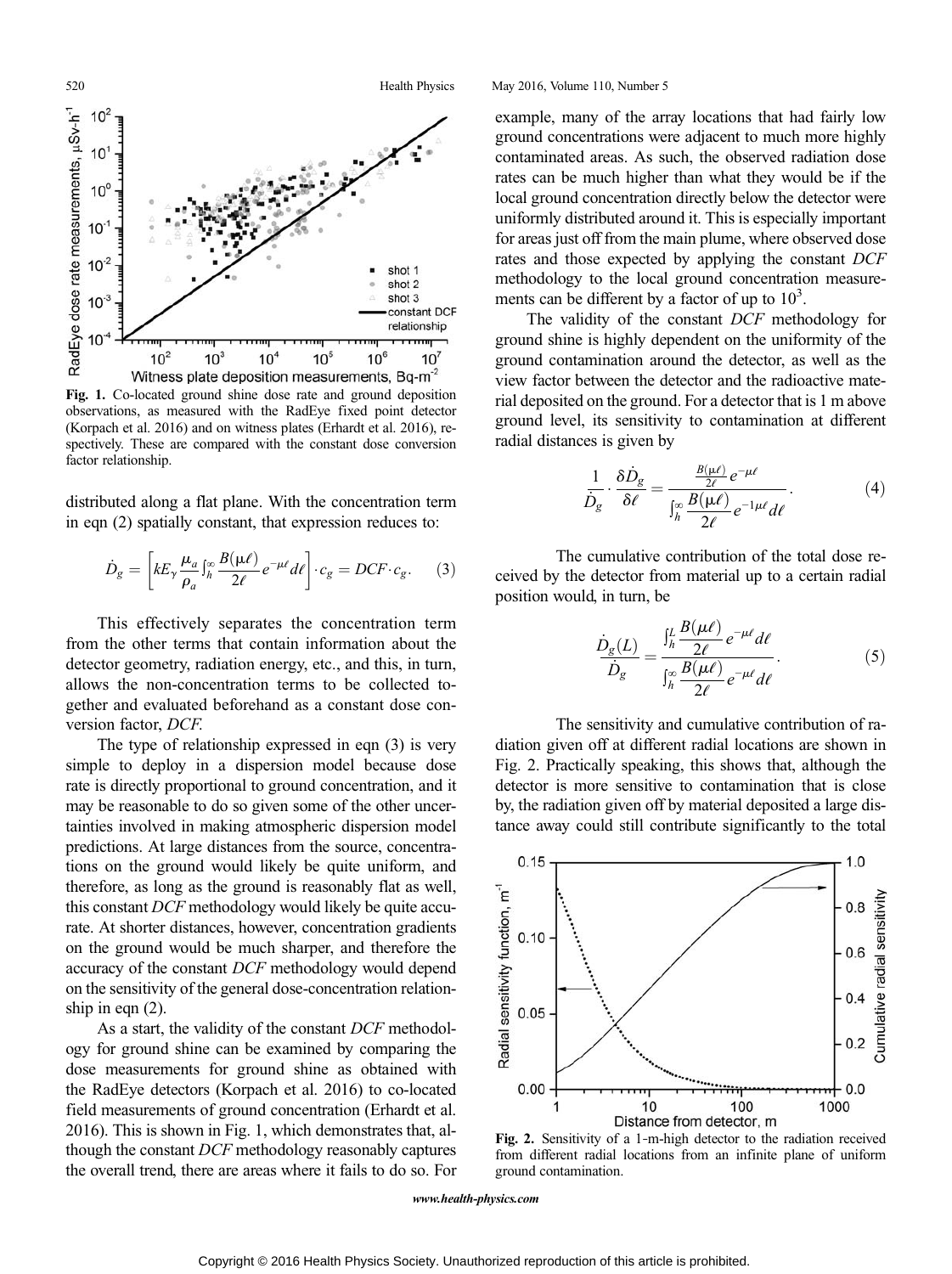Fig. 1. Co-located ground shine dose rate and ground deposition observations, as measured with the RadEye fixed point detector (Korpach et al. 2016) and on witness plates (Erhardt et al. 2016), respectively. These are compared with the constant dose conversion factor relationship.

distributed along a flat plane. With the concentration term in eqn (2) spatially constant, that expression reduces to:

$$\dot{D}_g = \left[ kE_\gamma \frac{\mu_a}{\rho_a} \int_h^\infty \frac{B(\mu\ell)}{2\ell} e^{-\mu\ell} d\ell \right] \cdot c_g = DCF \cdot c_g. \quad (3)$$

This effectively separates the concentration term from the other terms that contain information about the detector geometry, radiation energy, etc., and this, in turn, allows the non-concentration terms to be collected together and evaluated beforehand as a constant dose conversion factor, *DCF*.

The type of relationship expressed in eqn (3) is very simple to deploy in a dispersion model because dose rate is directly proportional to ground concentration, and it may be reasonable to do so given some of the other uncertainties involved in making atmospheric dispersion model predictions. At large distances from the source, concentrations on the ground would likely be quite uniform, and therefore, as long as the ground is reasonably flat as well, this constant *DCF* methodology would likely be quite accurate. At shorter distances, however, concentration gradients on the ground would be much sharper, and therefore the accuracy of the constant *DCF* methodology would depend on the sensitivity of the general dose-concentration relationship in eqn (2).

As a start, the validity of the constant *DCF* methodology for ground shine can be examined by comparing the dose measurements for ground shine as obtained with the RadEye detectors (Korpach et al. 2016) to co-located field measurements of ground concentration (Erhardt et al. 2016). This is shown in Fig. 1, which demonstrates that, although the constant *DCF* methodology reasonably captures the overall trend, there are areas where it fails to do so. For example, many of the array locations that had fairly low ground concentrations were adjacent to much more highly contaminated areas. As such, the observed radiation dose rates can be much higher than what they would be if the local ground concentration directly below the detector were uniformly distributed around it. This is especially important for areas just off from the main plume, where observed dose rates and those expected by applying the constant *DCF* methodology to the local ground concentration measurements can be different by a factor of up to $10^3$.

The validity of the constant *DCF* methodology for ground shine is highly dependent on the uniformity of the ground contamination around the detector, as well as the view factor between the detector and the radioactive material deposited on the ground. For a detector that is 1 m above ground level, its sensitivity to contamination at different radial distances is given by

$$\frac{1}{\dot{D}_g} \cdot \frac{\delta \dot{D}_g}{\delta \ell} = \frac{\frac{B(\mu\ell)}{2\ell} e^{-\mu\ell}}{\int_h^\infty \frac{B(\mu\ell)}{2\ell} e^{-1\mu\ell} d\ell}. \quad (4)$$

The cumulative contribution of the total dose received by the detector from material up to a certain radial position would, in turn, be

$$\frac{\dot{D}_g(L)}{\dot{D}_g} = \frac{\int_h^L \frac{B(\mu\ell)}{2\ell} e^{-\mu\ell} d\ell}{\int_h^\infty \frac{B(\mu\ell)}{2\ell} e^{-\mu\ell} d\ell}. \quad (5)$$

The sensitivity and cumulative contribution of radiation given off at different radial locations are shown in Fig. 2. Practically speaking, this shows that, although the detector is more sensitive to contamination that is close by, the radiation given off by material deposited a large distance away could still contribute significantly to the total

Fig. 2. Sensitivity of a 1-m-high detector to the radiation received from different radial locations from an infinite plane of uniform ground contamination.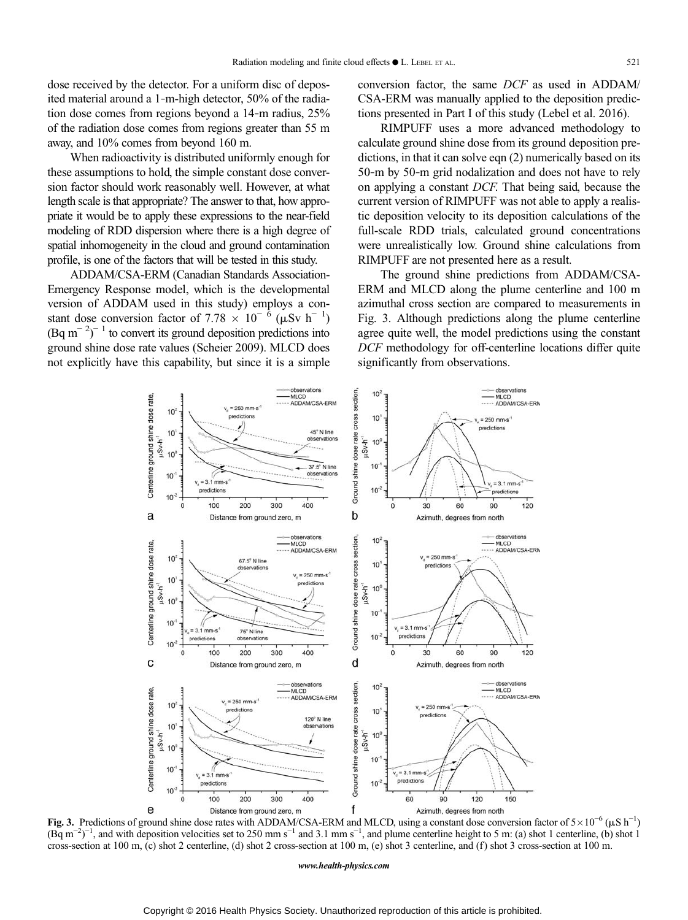dose received by the detector. For a uniform disc of deposited material around a 1-m-high detector, 50% of the radiation dose comes from regions beyond a 14-m radius, 25% of the radiation dose comes from regions greater than 55 m away, and 10% comes from beyond 160 m.

When radioactivity is distributed uniformly enough for these assumptions to hold, the simple constant dose conversion factor should work reasonably well. However, at what length scale is that appropriate? The answer to that, how appropriate it would be to apply these expressions to the near-field modeling of RDD dispersion where there is a high degree of spatial inhomogeneity in the cloud and ground contamination profile, is one of the factors that will be tested in this study.

ADDAM/CSA-ERM (Canadian Standards Association-Emergency Response model, which is the developmental version of ADDAM used in this study) employs a constant dose conversion factor of $7.78 \times 10^{-6}$ ($\mu$Sv h$^{-1}$) (Bq m$^{-2}$)$^{-1}$ to convert its ground deposition predictions into ground shine dose rate values (Scheier 2009). MLCD does not explicitly have this capability, but since it is a simple conversion factor, the same *DCF* as used in ADDAM/CSA-ERM was manually applied to the deposition predictions presented in Part I of this study (Lebel et al. 2016).

RIMPUFF uses a more advanced methodology to calculate ground shine dose from its ground deposition predictions, in that it can solve eqn (2) numerically based on its 50-m by 50-m grid nodalization and does not have to rely on applying a constant *DCF*. That being said, because the current version of RIMPUFF was not able to apply a realistic deposition velocity to its deposition calculations of the full-scale RDD trials, calculated ground concentrations were unrealistically low. Ground shine calculations from RIMPUFF are not presented here as a result.

The ground shine predictions from ADDAM/CSA-ERM and MLCD along the plume centerline and 100 m azimuthal cross section are compared to measurements in Fig. 3. Although predictions along the plume centerline agree quite well, the model predictions using the constant *DCF* methodology for off-centerline locations differ quite significantly from observations.

**Fig. 3.** Predictions of ground shine dose rates with ADDAM/CSA-ERM and MLCD, using a constant dose conversion factor of $5 \times 10^{-6}$ ($\mu$S h$^{-1}$) (Bq m$^{-2}$)$^{-1}$, and with deposition velocities set to 250 mm s$^{-1}$ and 3.1 mm s$^{-1}$, and plume centerline height to 5 m: (a) shot 1 centerline, (b) shot 1 cross-section at 100 m, (c) shot 2 centerline, (d) shot 2 cross-section at 100 m, (e) shot 3 centerline, and (f) shot 3 cross-section at 100 m.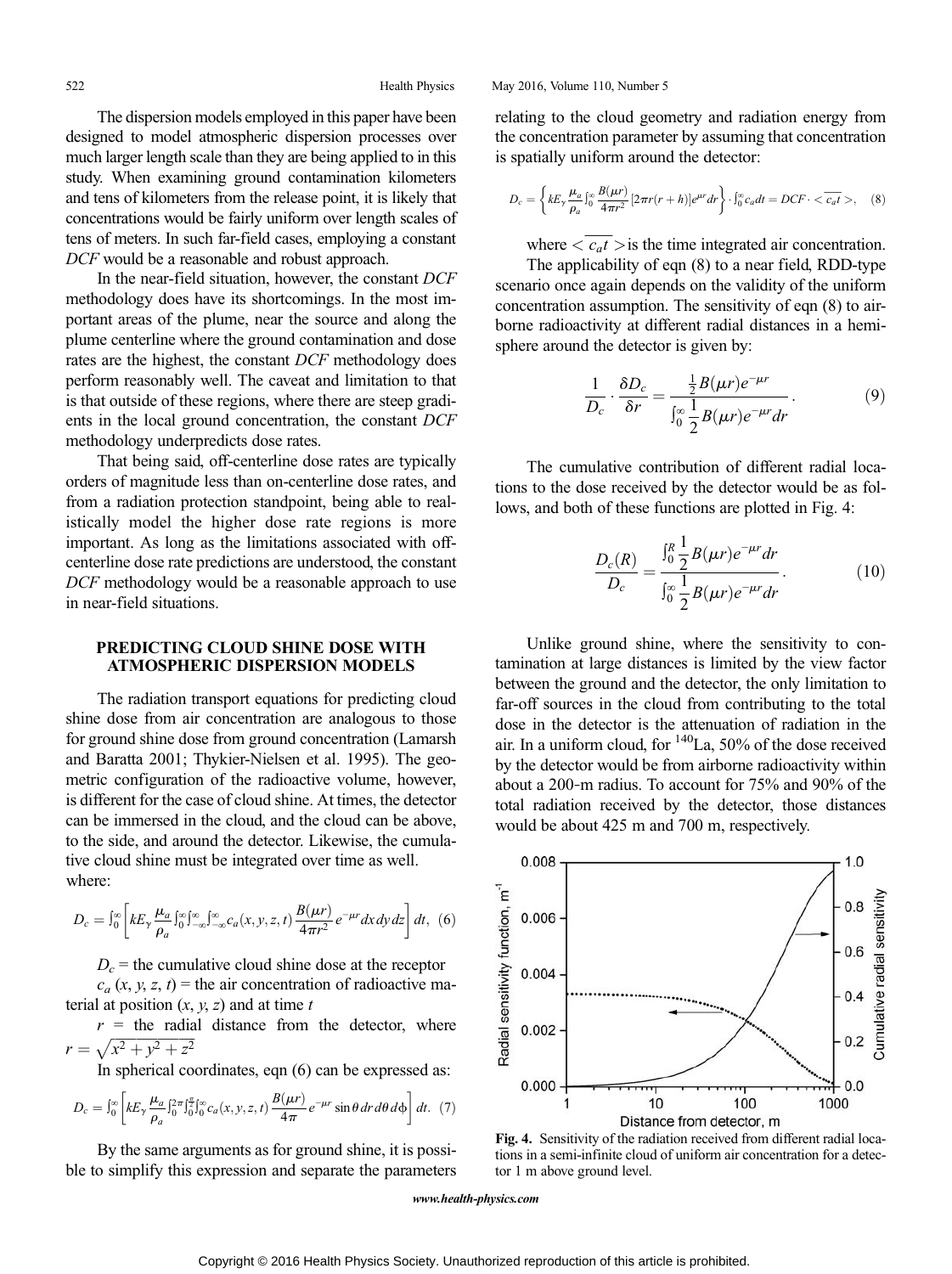The dispersion models employed in this paper have been designed to model atmospheric dispersion processes over much larger length scale than they are being applied to in this study. When examining ground contamination kilometers and tens of kilometers from the release point, it is likely that concentrations would be fairly uniform over length scales of tens of meters. In such far-field cases, employing a constant *DCF* would be a reasonable and robust approach.

In the near-field situation, however, the constant *DCF* methodology does have its shortcomings. In the most important areas of the plume, near the source and along the plume centerline where the ground contamination and dose rates are the highest, the constant *DCF* methodology does perform reasonably well. The caveat and limitation to that is that outside of these regions, where there are steep gradients in the local ground concentration, the constant *DCF* methodology underpredicts dose rates.

That being said, off-centerline dose rates are typically orders of magnitude less than on-centerline dose rates, and from a radiation protection standpoint, being able to realistically model the higher dose rate regions is more important. As long as the limitations associated with off-centerline dose rate predictions are understood, the constant *DCF* methodology would be a reasonable approach to use in near-field situations.

## PREDICTING CLOUD SHINE DOSE WITH ATMOSPHERIC DISPERSION MODELS

The radiation transport equations for predicting cloud shine dose from air concentration are analogous to those for ground shine dose from ground concentration (Lamarsh and Baratta 2001; Thykier-Nielsen et al. 1995). The geometric configuration of the radioactive volume, however, is different for the case of cloud shine. At times, the detector can be immersed in the cloud, and the cloud can be above, to the side, and around the detector. Likewise, the cumulative cloud shine must be integrated over time as well. where:

$$D_c = \int_0^\infty \left[ kE_\gamma \frac{\mu_a}{\rho_a} \int_0^\infty \int_{-\infty}^\infty \int_{-\infty}^\infty c_a(x,y,z,t) \frac{B(\mu r)}{4\pi r^2} e^{-\mu r} dx\, dy\, dz \right] dt, \quad (6)$$

$D_c$ = the cumulative cloud shine dose at the receptor

$c_a$ $(x, y, z, t)$ = the air concentration of radioactive material at position $(x, y, z)$ and at time $t$

$r$ = the radial distance from the detector, where $r = \sqrt{x^2 + y^2 + z^2}$

In spherical coordinates, eqn (6) can be expressed as:

$$D_c = \int_0^\infty \left[ kE_\gamma \frac{\mu_a}{\rho_a} \int_0^{2\pi} \int_0^{\frac{\pi}{2}} \int_0^\infty c_a(x,y,z,t) \frac{B(\mu r)}{4\pi} e^{-\mu r} \sin\theta\, dr\, d\theta\, d\phi \right] dt. \quad (7)$$

By the same arguments as for ground shine, it is possible to simplify this expression and separate the parameters relating to the cloud geometry and radiation energy from the concentration parameter by assuming that concentration is spatially uniform around the detector:

$$D_c = \left\{ kE_\gamma \frac{\mu_a}{\rho_a} \int_0^\infty \frac{B(\mu r)}{4\pi r^2} [2\pi r(r+h)] e^{\mu r} dr \right\} \cdot \int_0^\infty c_a dt = DCF \cdot <\overline{c_a t}>, \quad (8)$$

where $<\overline{c_a t}>$ is the time integrated air concentration.

The applicability of eqn (8) to a near field, RDD-type scenario once again depends on the validity of the uniform concentration assumption. The sensitivity of eqn (8) to airborne radioactivity at different radial distances in a hemisphere around the detector is given by:

$$\frac{1}{D_c} \cdot \frac{\delta D_c}{\delta r} = \frac{\frac{1}{2} B(\mu r) e^{-\mu r}}{\int_0^\infty \frac{1}{2} B(\mu r) e^{-\mu r} dr}. \quad (9)$$

The cumulative contribution of different radial locations to the dose received by the detector would be as follows, and both of these functions are plotted in Fig. 4:

$$\frac{D_c(R)}{D_c} = \frac{\int_0^R \frac{1}{2} B(\mu r) e^{-\mu r} dr}{\int_0^\infty \frac{1}{2} B(\mu r) e^{-\mu r} dr}. \quad (10)$$

Unlike ground shine, where the sensitivity to contamination at large distances is limited by the view factor between the ground and the detector, the only limitation to far-off sources in the cloud from contributing to the total dose in the detector is the attenuation of radiation in the air. In a uniform cloud, for $^{140}$La, 50% of the dose received by the detector would be from airborne radioactivity within about a 200-m radius. To account for 75% and 90% of the total radiation received by the detector, those distances would be about 425 m and 700 m, respectively.

**Fig. 4.** Sensitivity of the radiation received from different radial locations in a semi-infinite cloud of uniform air concentration for a detector 1 m above ground level.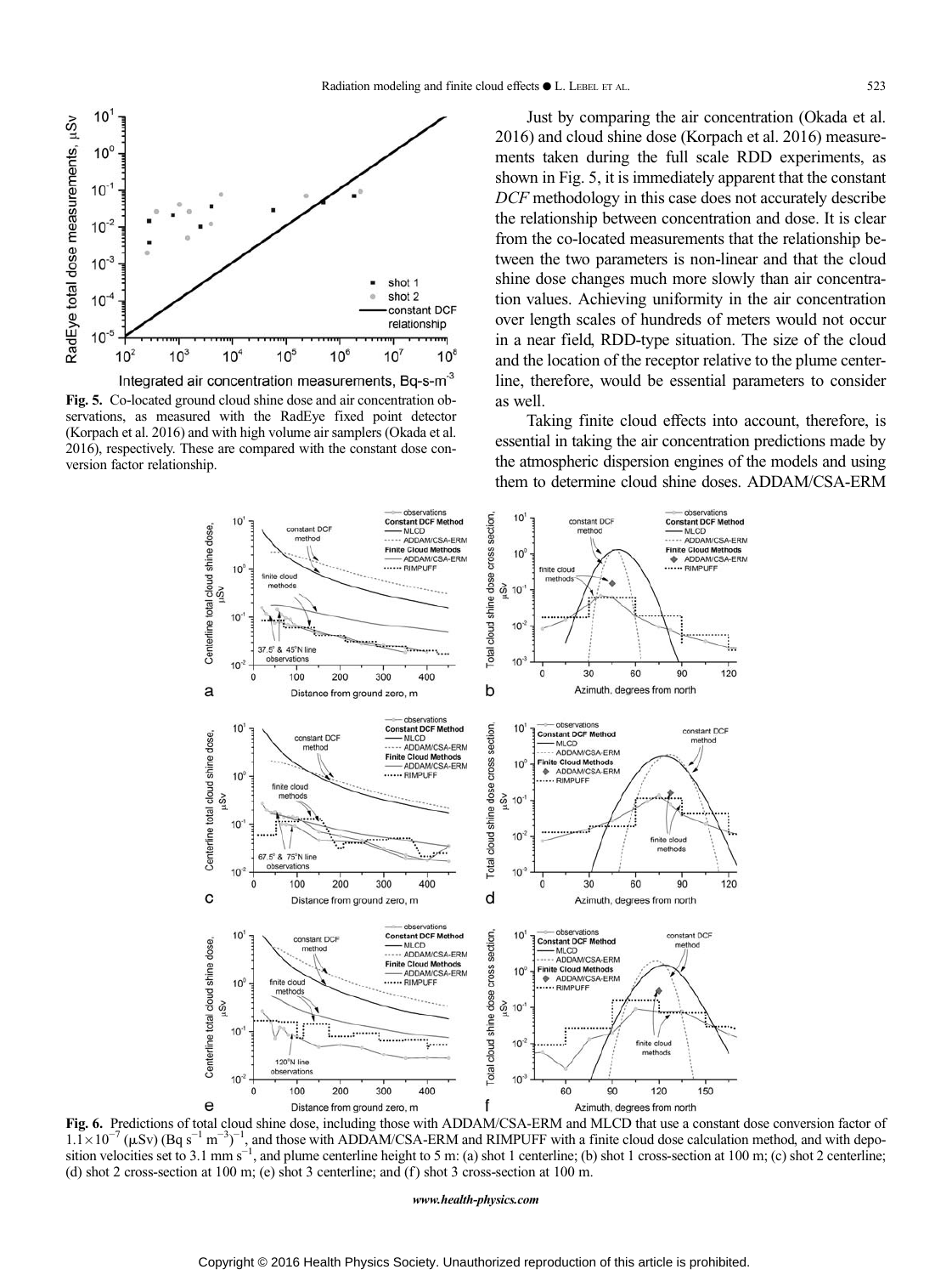Fig. 5. Co-located ground cloud shine dose and air concentration observations, as measured with the RadEye fixed point detector (Korpach et al. 2016) and with high volume air samplers (Okada et al. 2016), respectively. These are compared with the constant dose conversion factor relationship.

Just by comparing the air concentration (Okada et al. 2016) and cloud shine dose (Korpach et al. 2016) measurements taken during the full scale RDD experiments, as shown in Fig. 5, it is immediately apparent that the constant *DCF* methodology in this case does not accurately describe the relationship between concentration and dose. It is clear from the co-located measurements that the relationship between the two parameters is non-linear and that the cloud shine dose changes much more slowly than air concentration values. Achieving uniformity in the air concentration over length scales of hundreds of meters would not occur in a near field, RDD-type situation. The size of the cloud and the location of the receptor relative to the plume centerline, therefore, would be essential parameters to consider as well.

Taking finite cloud effects into account, therefore, is essential in taking the air concentration predictions made by the atmospheric dispersion engines of the models and using them to determine cloud shine doses. ADDAM/CSA-ERM

Fig. 6. Predictions of total cloud shine dose, including those with ADDAM/CSA-ERM and MLCD that use a constant dose conversion factor of $1.1 \times 10^{-7}$ (μSv) (Bq s$^{-1}$ m$^{-3}$)$^{-1}$, and those with ADDAM/CSA-ERM and RIMPUFF with a finite cloud dose calculation method, and with deposition velocities set to 3.1 mm s$^{-1}$, and plume centerline height to 5 m: (a) shot 1 centerline; (b) shot 1 cross-section at 100 m; (c) shot 2 centerline; (d) shot 2 cross-section at 100 m; (e) shot 3 centerline; and (f) shot 3 cross-section at 100 m.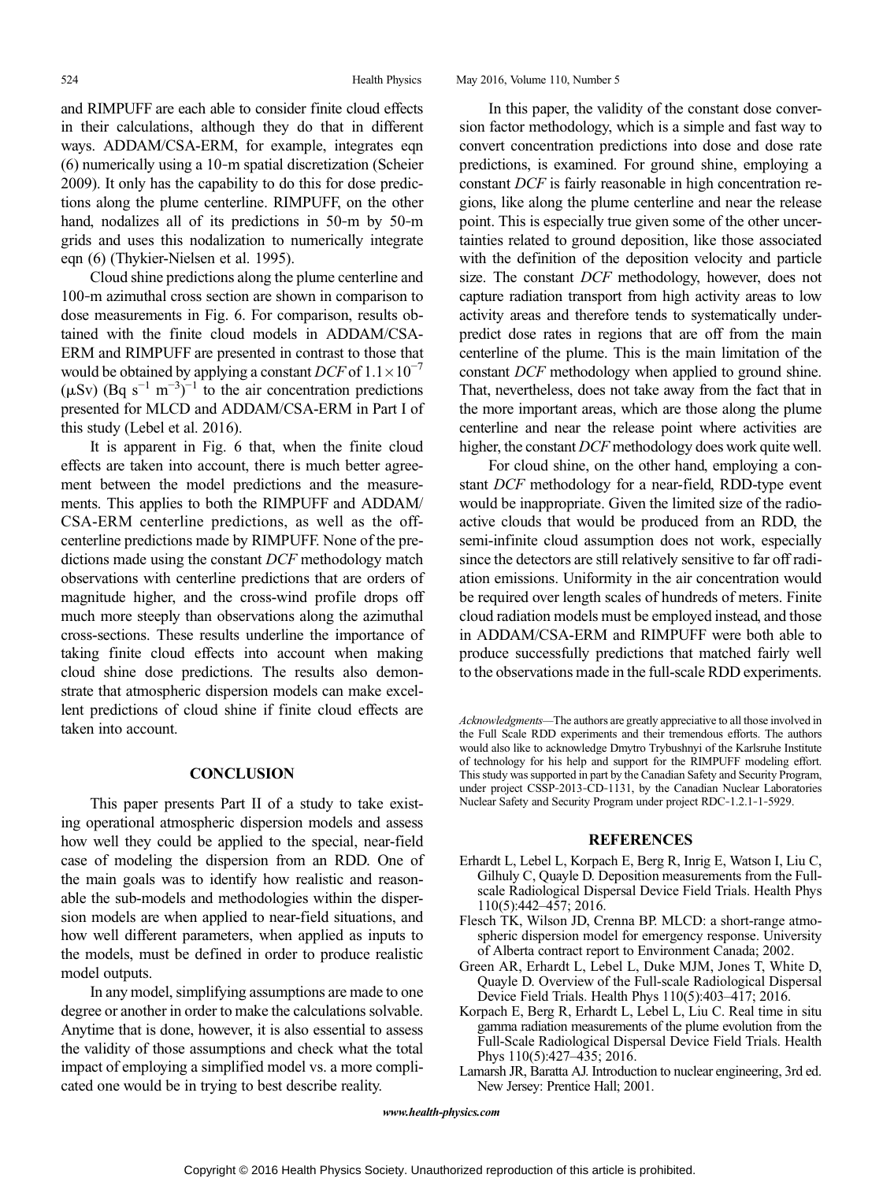and RIMPUFF are each able to consider finite cloud effects in their calculations, although they do that in different ways. ADDAM/CSA-ERM, for example, integrates eqn (6) numerically using a 10-m spatial discretization (Scheier 2009). It only has the capability to do this for dose predictions along the plume centerline. RIMPUFF, on the other hand, nodalizes all of its predictions in 50-m by 50-m grids and uses this nodalization to numerically integrate eqn (6) (Thykier-Nielsen et al. 1995).

Cloud shine predictions along the plume centerline and 100-m azimuthal cross section are shown in comparison to dose measurements in Fig. 6. For comparison, results obtained with the finite cloud models in ADDAM/CSA-ERM and RIMPUFF are presented in contrast to those that would be obtained by applying a constant *DCF* of $1.1 \times 10^{-7}$ (μSv) (Bq s$^{-1}$ m$^{-3}$)$^{-1}$ to the air concentration predictions presented for MLCD and ADDAM/CSA-ERM in Part I of this study (Lebel et al. 2016).

It is apparent in Fig. 6 that, when the finite cloud effects are taken into account, there is much better agreement between the model predictions and the measurements. This applies to both the RIMPUFF and ADDAM/CSA-ERM centerline predictions, as well as the off-centerline predictions made by RIMPUFF. None of the predictions made using the constant *DCF* methodology match observations with centerline predictions that are orders of magnitude higher, and the cross-wind profile drops off much more steeply than observations along the azimuthal cross-sections. These results underline the importance of taking finite cloud effects into account when making cloud shine dose predictions. The results also demonstrate that atmospheric dispersion models can make excellent predictions of cloud shine if finite cloud effects are taken into account.

## CONCLUSION

This paper presents Part II of a study to take existing operational atmospheric dispersion models and assess how well they could be applied to the special, near-field case of modeling the dispersion from an RDD. One of the main goals was to identify how realistic and reasonable the sub-models and methodologies within the dispersion models are when applied to near-field situations, and how well different parameters, when applied as inputs to the models, must be defined in order to produce realistic model outputs.

In any model, simplifying assumptions are made to one degree or another in order to make the calculations solvable. Anytime that is done, however, it is also essential to assess the validity of those assumptions and check what the total impact of employing a simplified model vs. a more complicated one would be in trying to best describe reality.

In this paper, the validity of the constant dose conversion factor methodology, which is a simple and fast way to convert concentration predictions into dose and dose rate predictions, is examined. For ground shine, employing a constant *DCF* is fairly reasonable in high concentration regions, like along the plume centerline and near the release point. This is especially true given some of the other uncertainties related to ground deposition, like those associated with the definition of the deposition velocity and particle size. The constant *DCF* methodology, however, does not capture radiation transport from high activity areas to low activity areas and therefore tends to systematically underpredict dose rates in regions that are off from the main centerline of the plume. This is the main limitation of the constant *DCF* methodology when applied to ground shine. That, nevertheless, does not take away from the fact that in the more important areas, which are those along the plume centerline and near the release point where activities are higher, the constant *DCF* methodology does work quite well.

For cloud shine, on the other hand, employing a constant *DCF* methodology for a near-field, RDD-type event would be inappropriate. Given the limited size of the radioactive clouds that would be produced from an RDD, the semi-infinite cloud assumption does not work, especially since the detectors are still relatively sensitive to far off radiation emissions. Uniformity in the air concentration would be required over length scales of hundreds of meters. Finite cloud radiation models must be employed instead, and those in ADDAM/CSA-ERM and RIMPUFF were both able to produce successfully predictions that matched fairly well to the observations made in the full-scale RDD experiments.

*Acknowledgments*—The authors are greatly appreciative to all those involved in the Full Scale RDD experiments and their tremendous efforts. The authors would also like to acknowledge Dmytro Trybushnyi of the Karlsruhe Institute of technology for his help and support for the RIMPUFF modeling effort. This study was supported in part by the Canadian Safety and Security Program, under project CSSP-2013-CD-1131, by the Canadian Nuclear Laboratories Nuclear Safety and Security Program under project RDC-1.2.1-1-5929.

## REFERENCES

- Erhardt L, Lebel L, Korpach E, Berg R, Inrig E, Watson I, Liu C, Gilhuly C, Quayle D. Deposition measurements from the Full-scale Radiological Dispersal Device Field Trials. Health Phys 110(5):442–457; 2016.
- Flesch TK, Wilson JD, Crenna BP. MLCD: a short-range atmospheric dispersion model for emergency response. University of Alberta contract report to Environment Canada; 2002.
- Green AR, Erhardt L, Lebel L, Duke MJM, Jones T, White D, Quayle D. Overview of the Full-scale Radiological Dispersal Device Field Trials. Health Phys 110(5):403–417; 2016.
- Korpach E, Berg R, Erhardt L, Lebel L, Liu C. Real time in situ gamma radiation measurements of the plume evolution from the Full-Scale Radiological Dispersal Device Field Trials. Health Phys 110(5):427–435; 2016.
- Lamarsh JR, Baratta AJ. Introduction to nuclear engineering, 3rd ed. New Jersey: Prentice Hall; 2001.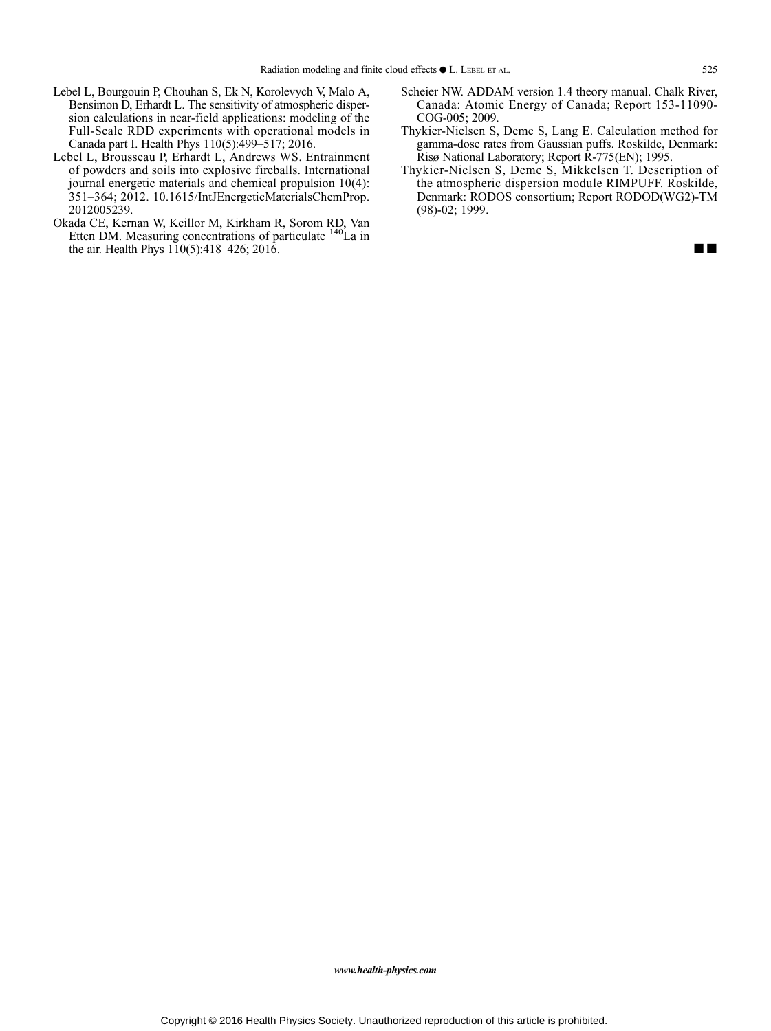Lebel L, Bourgouin P, Chouhan S, Ek N, Korolevych V, Malo A, Bensimon D, Erhardt L. The sensitivity of atmospheric dispersion calculations in near-field applications: modeling of the Full-Scale RDD experiments with operational models in Canada part I. Health Phys 110(5):499–517; 2016.

Lebel L, Brousseau P, Erhardt L, Andrews WS. Entrainment of powders and soils into explosive fireballs. International journal energetic materials and chemical propulsion 10(4): 351–364; 2012. 10.1615/IntJEnergeticMaterialsChemProp.2012005239.

Okada CE, Kernan W, Keillor M, Kirkham R, Sorom RD, Van Etten DM. Measuring concentrations of particulate $^{140}$La in the air. Health Phys 110(5):418–426; 2016.

Scheier NW. ADDAM version 1.4 theory manual. Chalk River, Canada: Atomic Energy of Canada; Report 153-11090-COG-005; 2009.

Thykier-Nielsen S, Deme S, Lang E. Calculation method for gamma-dose rates from Gaussian puffs. Roskilde, Denmark: Risø National Laboratory; Report R-775(EN); 1995.

Thykier-Nielsen S, Deme S, Mikkelsen T. Description of the atmospheric dispersion module RIMPUFF. Roskilde, Denmark: RODOS consortium; Report RODOD(WG2)-TM (98)-02; 1999.

■■